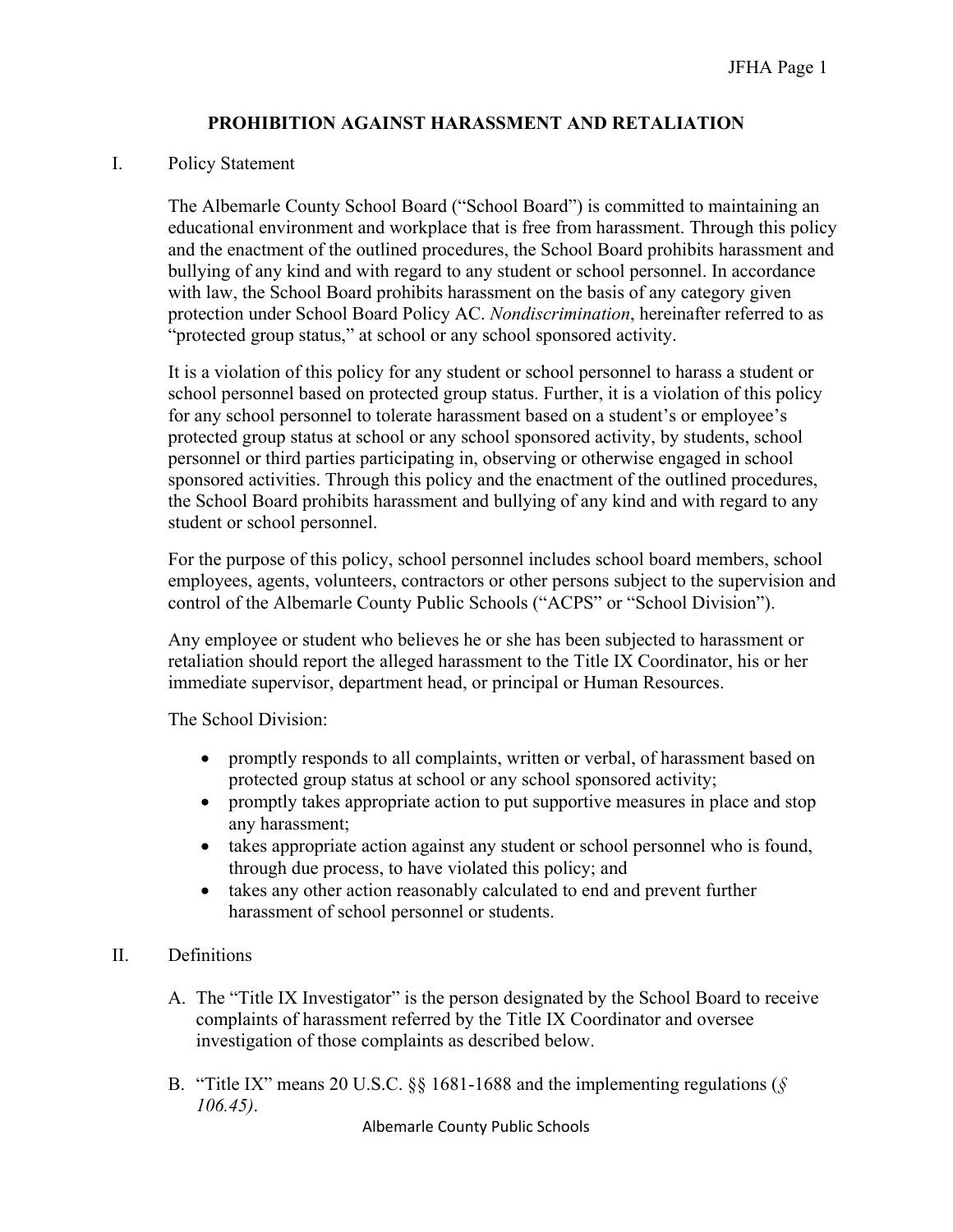# PROHIBITION AGAINST HARASSMENT AND RETALIATION

I. Policy Statement

The Albemarle County School Board ("School Board") is committed to maintaining an educational environment and workplace that is free from harassment. Through this policy and the enactment of the outlined procedures, the School Board prohibits harassment and bullying of any kind and with regard to any student or school personnel. In accordance with law, the School Board prohibits harassment on the basis of any category given protection under School Board Policy AC. *Nondiscrimination*, hereinafter referred to as "protected group status," at school or any school sponsored activity.

It is a violation of this policy for any student or school personnel to harass a student or school personnel based on protected group status. Further, it is a violation of this policy for any school personnel to tolerate harassment based on a student's or employee's protected group status at school or any school sponsored activity, by students, school personnel or third parties participating in, observing or otherwise engaged in school sponsored activities. Through this policy and the enactment of the outlined procedures, the School Board prohibits harassment and bullying of any kind and with regard to any student or school personnel.

For the purpose of this policy, school personnel includes school board members, school employees, agents, volunteers, contractors or other persons subject to the supervision and control of the Albemarle County Public Schools ("ACPS" or "School Division").

Any employee or student who believes he or she has been subjected to harassment or retaliation should report the alleged harassment to the Title IX Coordinator, his or her immediate supervisor, department head, or principal or Human Resources.

The School Division:

- promptly responds to all complaints, written or verbal, of harassment based on protected group status at school or any school sponsored activity;
- promptly takes appropriate action to put supportive measures in place and stop any harassment;
- takes appropriate action against any student or school personnel who is found, through due process, to have violated this policy; and
- takes any other action reasonably calculated to end and prevent further harassment of school personnel or students.

II. Definitions

A. The "Title IX Investigator" is the person designated by the School Board to receive complaints of harassment referred by the Title IX Coordinator and oversee investigation of those complaints as described below.

B. "Title IX" means 20 U.S.C. §§ 1681-1688 and the implementing regulations (*§ 106.45)*.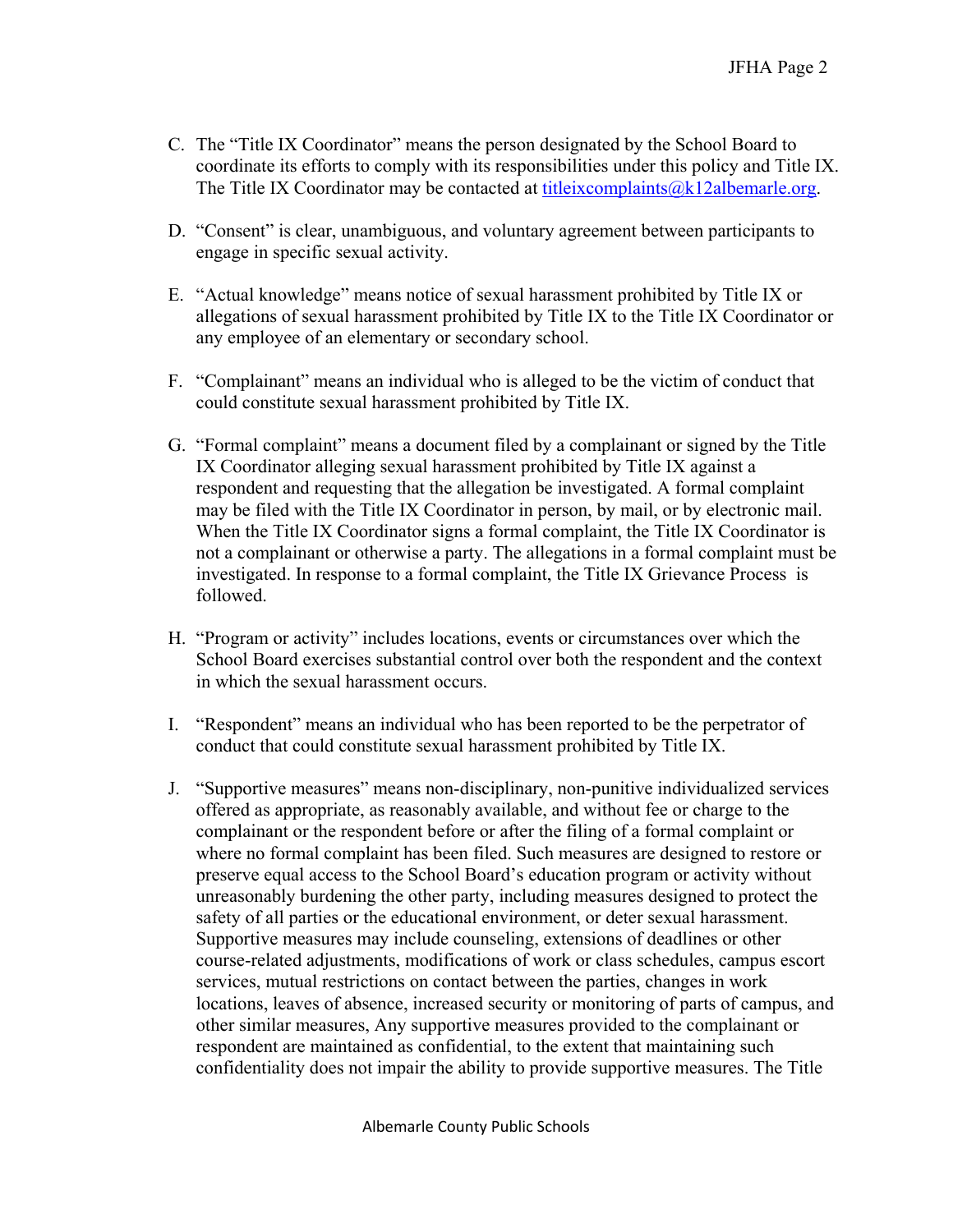C. The "Title IX Coordinator" means the person designated by the School Board to coordinate its efforts to comply with its responsibilities under this policy and Title IX. The Title IX Coordinator may be contacted at titleixcomplaints@k12albemarle.org.

D. "Consent" is clear, unambiguous, and voluntary agreement between participants to engage in specific sexual activity.

E. "Actual knowledge" means notice of sexual harassment prohibited by Title IX or allegations of sexual harassment prohibited by Title IX to the Title IX Coordinator or any employee of an elementary or secondary school.

F. "Complainant" means an individual who is alleged to be the victim of conduct that could constitute sexual harassment prohibited by Title IX.

G. "Formal complaint" means a document filed by a complainant or signed by the Title IX Coordinator alleging sexual harassment prohibited by Title IX against a respondent and requesting that the allegation be investigated. A formal complaint may be filed with the Title IX Coordinator in person, by mail, or by electronic mail. When the Title IX Coordinator signs a formal complaint, the Title IX Coordinator is not a complainant or otherwise a party. The allegations in a formal complaint must be investigated. In response to a formal complaint, the Title IX Grievance Process is followed.

H. "Program or activity" includes locations, events or circumstances over which the School Board exercises substantial control over both the respondent and the context in which the sexual harassment occurs.

I. "Respondent" means an individual who has been reported to be the perpetrator of conduct that could constitute sexual harassment prohibited by Title IX.

J. "Supportive measures" means non-disciplinary, non-punitive individualized services offered as appropriate, as reasonably available, and without fee or charge to the complainant or the respondent before or after the filing of a formal complaint or where no formal complaint has been filed. Such measures are designed to restore or preserve equal access to the School Board's education program or activity without unreasonably burdening the other party, including measures designed to protect the safety of all parties or the educational environment, or deter sexual harassment. Supportive measures may include counseling, extensions of deadlines or other course-related adjustments, modifications of work or class schedules, campus escort services, mutual restrictions on contact between the parties, changes in work locations, leaves of absence, increased security or monitoring of parts of campus, and other similar measures, Any supportive measures provided to the complainant or respondent are maintained as confidential, to the extent that maintaining such confidentiality does not impair the ability to provide supportive measures. The Title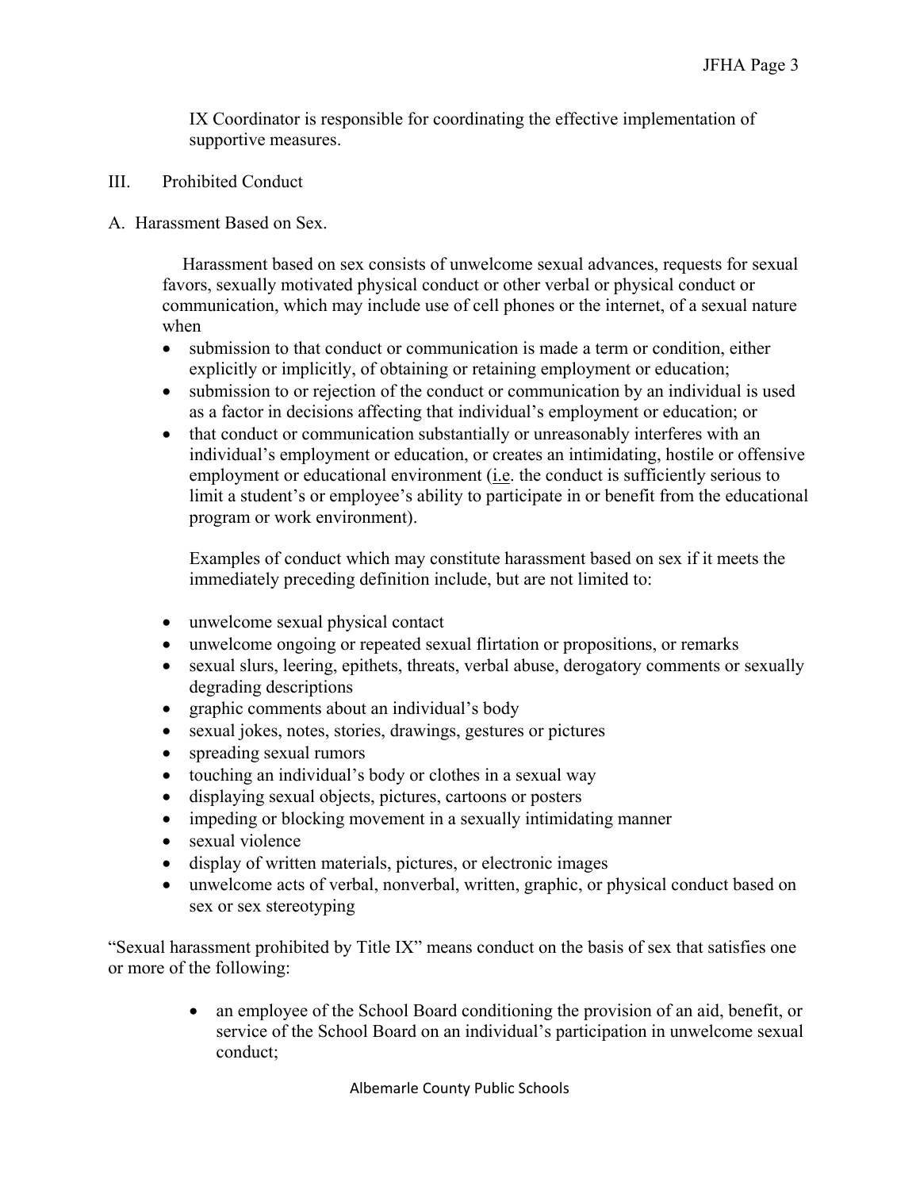IX Coordinator is responsible for coordinating the effective implementation of supportive measures.

III. Prohibited Conduct

A. Harassment Based on Sex.

Harassment based on sex consists of unwelcome sexual advances, requests for sexual favors, sexually motivated physical conduct or other verbal or physical conduct or communication, which may include use of cell phones or the internet, of a sexual nature when

- submission to that conduct or communication is made a term or condition, either explicitly or implicitly, of obtaining or retaining employment or education;
- submission to or rejection of the conduct or communication by an individual is used as a factor in decisions affecting that individual's employment or education; or
- that conduct or communication substantially or unreasonably interferes with an individual's employment or education, or creates an intimidating, hostile or offensive employment or educational environment (i.e. the conduct is sufficiently serious to limit a student's or employee's ability to participate in or benefit from the educational program or work environment).

Examples of conduct which may constitute harassment based on sex if it meets the immediately preceding definition include, but are not limited to:

- unwelcome sexual physical contact
- unwelcome ongoing or repeated sexual flirtation or propositions, or remarks
- sexual slurs, leering, epithets, threats, verbal abuse, derogatory comments or sexually degrading descriptions
- graphic comments about an individual's body
- sexual jokes, notes, stories, drawings, gestures or pictures
- spreading sexual rumors
- touching an individual's body or clothes in a sexual way
- displaying sexual objects, pictures, cartoons or posters
- impeding or blocking movement in a sexually intimidating manner
- sexual violence
- display of written materials, pictures, or electronic images
- unwelcome acts of verbal, nonverbal, written, graphic, or physical conduct based on sex or sex stereotyping

"Sexual harassment prohibited by Title IX" means conduct on the basis of sex that satisfies one or more of the following:

- an employee of the School Board conditioning the provision of an aid, benefit, or service of the School Board on an individual's participation in unwelcome sexual conduct;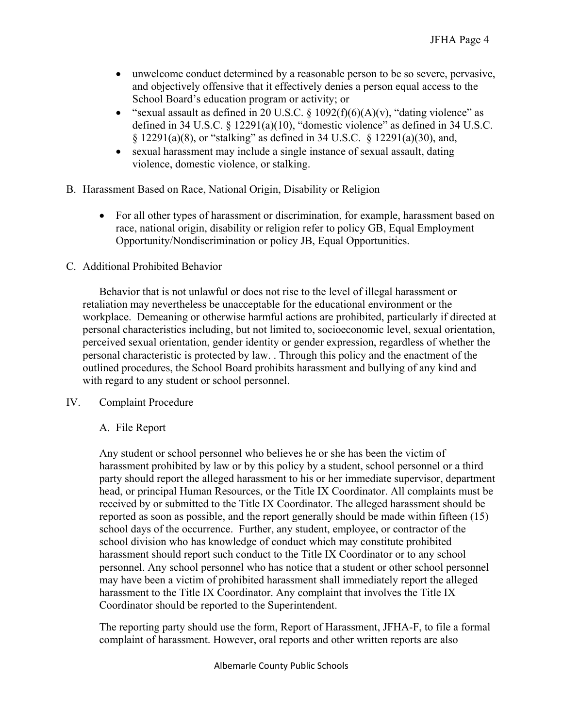- unwelcome conduct determined by a reasonable person to be so severe, pervasive, and objectively offensive that it effectively denies a person equal access to the School Board's education program or activity; or
- "sexual assault as defined in 20 U.S.C. § 1092(f)(6)(A)(v), "dating violence" as defined in 34 U.S.C. § 12291(a)(10), "domestic violence" as defined in 34 U.S.C. § 12291(a)(8), or "stalking" as defined in 34 U.S.C. § 12291(a)(30), and,
- sexual harassment may include a single instance of sexual assault, dating violence, domestic violence, or stalking.

B. Harassment Based on Race, National Origin, Disability or Religion

- For all other types of harassment or discrimination, for example, harassment based on race, national origin, disability or religion refer to policy GB, Equal Employment Opportunity/Nondiscrimination or policy JB, Equal Opportunities.

C. Additional Prohibited Behavior

Behavior that is not unlawful or does not rise to the level of illegal harassment or retaliation may nevertheless be unacceptable for the educational environment or the workplace. Demeaning or otherwise harmful actions are prohibited, particularly if directed at personal characteristics including, but not limited to, socioeconomic level, sexual orientation, perceived sexual orientation, gender identity or gender expression, regardless of whether the personal characteristic is protected by law. . Through this policy and the enactment of the outlined procedures, the School Board prohibits harassment and bullying of any kind and with regard to any student or school personnel.

IV. Complaint Procedure

A. File Report

Any student or school personnel who believes he or she has been the victim of harassment prohibited by law or by this policy by a student, school personnel or a third party should report the alleged harassment to his or her immediate supervisor, department head, or principal Human Resources, or the Title IX Coordinator. All complaints must be received by or submitted to the Title IX Coordinator. The alleged harassment should be reported as soon as possible, and the report generally should be made within fifteen (15) school days of the occurrence. Further, any student, employee, or contractor of the school division who has knowledge of conduct which may constitute prohibited harassment should report such conduct to the Title IX Coordinator or to any school personnel. Any school personnel who has notice that a student or other school personnel may have been a victim of prohibited harassment shall immediately report the alleged harassment to the Title IX Coordinator. Any complaint that involves the Title IX Coordinator should be reported to the Superintendent.

The reporting party should use the form, Report of Harassment, JFHA-F, to file a formal complaint of harassment. However, oral reports and other written reports are also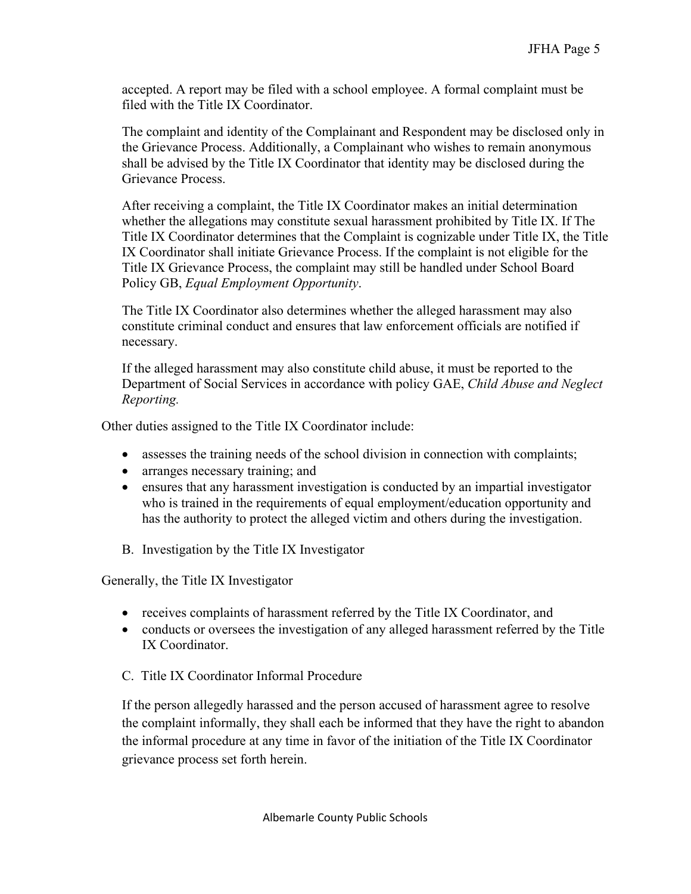accepted. A report may be filed with a school employee. A formal complaint must be filed with the Title IX Coordinator.

The complaint and identity of the Complainant and Respondent may be disclosed only in the Grievance Process. Additionally, a Complainant who wishes to remain anonymous shall be advised by the Title IX Coordinator that identity may be disclosed during the Grievance Process.

After receiving a complaint, the Title IX Coordinator makes an initial determination whether the allegations may constitute sexual harassment prohibited by Title IX. If The Title IX Coordinator determines that the Complaint is cognizable under Title IX, the Title IX Coordinator shall initiate Grievance Process. If the complaint is not eligible for the Title IX Grievance Process, the complaint may still be handled under School Board Policy GB, *Equal Employment Opportunity*.

The Title IX Coordinator also determines whether the alleged harassment may also constitute criminal conduct and ensures that law enforcement officials are notified if necessary.

If the alleged harassment may also constitute child abuse, it must be reported to the Department of Social Services in accordance with policy GAE, *Child Abuse and Neglect Reporting.*

Other duties assigned to the Title IX Coordinator include:

- assesses the training needs of the school division in connection with complaints;
- arranges necessary training; and
- ensures that any harassment investigation is conducted by an impartial investigator who is trained in the requirements of equal employment/education opportunity and has the authority to protect the alleged victim and others during the investigation.

B. Investigation by the Title IX Investigator

Generally, the Title IX Investigator

- receives complaints of harassment referred by the Title IX Coordinator, and
- conducts or oversees the investigation of any alleged harassment referred by the Title IX Coordinator.

C. Title IX Coordinator Informal Procedure

If the person allegedly harassed and the person accused of harassment agree to resolve the complaint informally, they shall each be informed that they have the right to abandon the informal procedure at any time in favor of the initiation of the Title IX Coordinator grievance process set forth herein.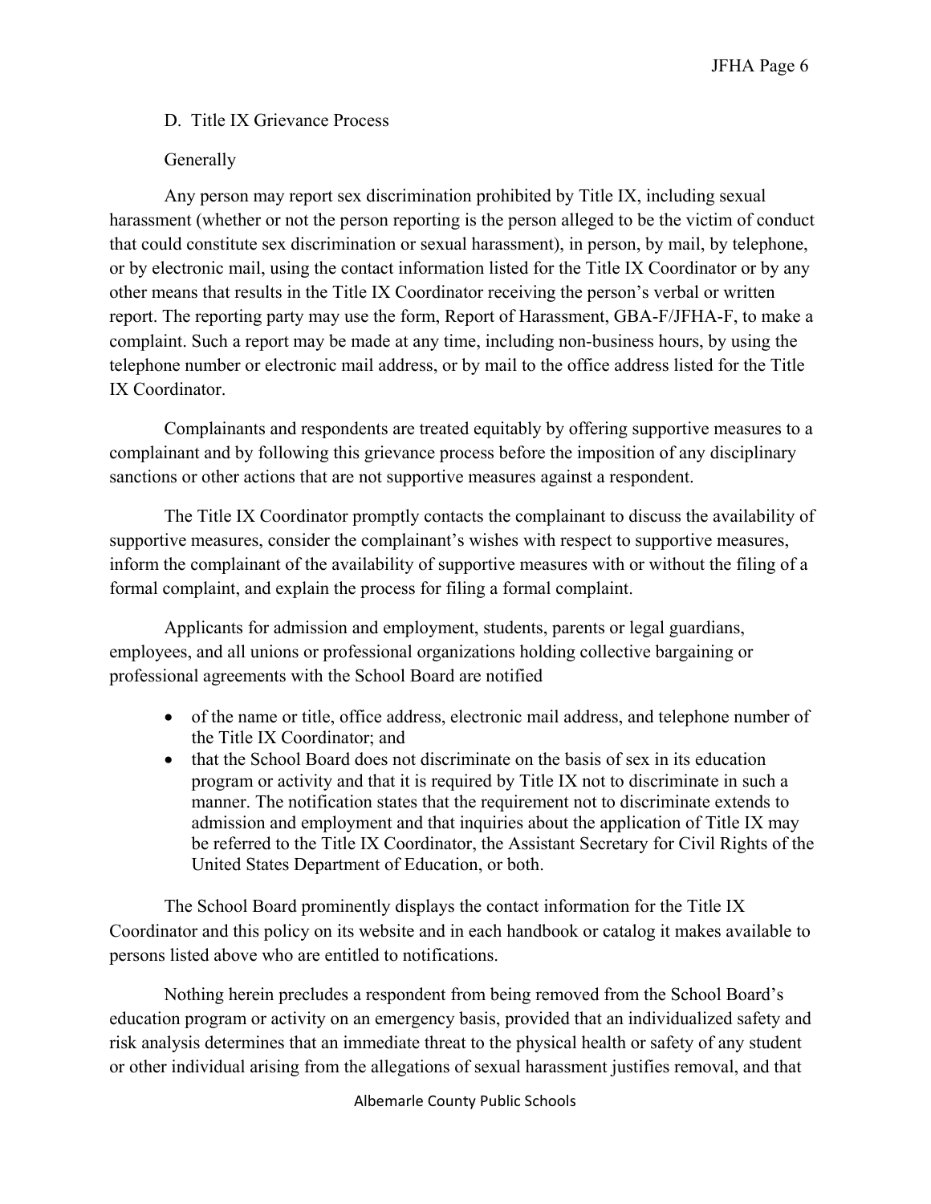### D. Title IX Grievance Process

#### Generally

Any person may report sex discrimination prohibited by Title IX, including sexual harassment (whether or not the person reporting is the person alleged to be the victim of conduct that could constitute sex discrimination or sexual harassment), in person, by mail, by telephone, or by electronic mail, using the contact information listed for the Title IX Coordinator or by any other means that results in the Title IX Coordinator receiving the person's verbal or written report. The reporting party may use the form, Report of Harassment, GBA-F/JFHA-F, to make a complaint. Such a report may be made at any time, including non-business hours, by using the telephone number or electronic mail address, or by mail to the office address listed for the Title IX Coordinator.

Complainants and respondents are treated equitably by offering supportive measures to a complainant and by following this grievance process before the imposition of any disciplinary sanctions or other actions that are not supportive measures against a respondent.

The Title IX Coordinator promptly contacts the complainant to discuss the availability of supportive measures, consider the complainant's wishes with respect to supportive measures, inform the complainant of the availability of supportive measures with or without the filing of a formal complaint, and explain the process for filing a formal complaint.

Applicants for admission and employment, students, parents or legal guardians, employees, and all unions or professional organizations holding collective bargaining or professional agreements with the School Board are notified

- of the name or title, office address, electronic mail address, and telephone number of the Title IX Coordinator; and
- that the School Board does not discriminate on the basis of sex in its education program or activity and that it is required by Title IX not to discriminate in such a manner. The notification states that the requirement not to discriminate extends to admission and employment and that inquiries about the application of Title IX may be referred to the Title IX Coordinator, the Assistant Secretary for Civil Rights of the United States Department of Education, or both.

The School Board prominently displays the contact information for the Title IX Coordinator and this policy on its website and in each handbook or catalog it makes available to persons listed above who are entitled to notifications.

Nothing herein precludes a respondent from being removed from the School Board's education program or activity on an emergency basis, provided that an individualized safety and risk analysis determines that an immediate threat to the physical health or safety of any student or other individual arising from the allegations of sexual harassment justifies removal, and that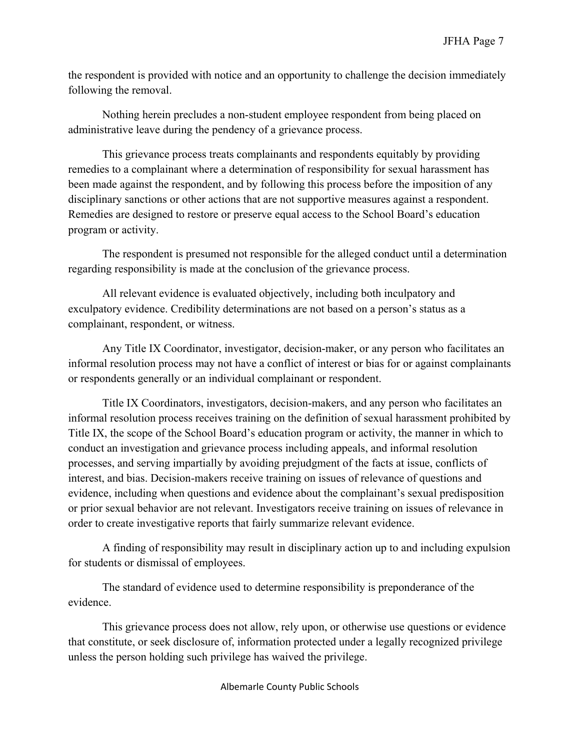the respondent is provided with notice and an opportunity to challenge the decision immediately following the removal.

Nothing herein precludes a non-student employee respondent from being placed on administrative leave during the pendency of a grievance process.

This grievance process treats complainants and respondents equitably by providing remedies to a complainant where a determination of responsibility for sexual harassment has been made against the respondent, and by following this process before the imposition of any disciplinary sanctions or other actions that are not supportive measures against a respondent. Remedies are designed to restore or preserve equal access to the School Board's education program or activity.

The respondent is presumed not responsible for the alleged conduct until a determination regarding responsibility is made at the conclusion of the grievance process.

All relevant evidence is evaluated objectively, including both inculpatory and exculpatory evidence. Credibility determinations are not based on a person's status as a complainant, respondent, or witness.

Any Title IX Coordinator, investigator, decision-maker, or any person who facilitates an informal resolution process may not have a conflict of interest or bias for or against complainants or respondents generally or an individual complainant or respondent.

Title IX Coordinators, investigators, decision-makers, and any person who facilitates an informal resolution process receives training on the definition of sexual harassment prohibited by Title IX, the scope of the School Board's education program or activity, the manner in which to conduct an investigation and grievance process including appeals, and informal resolution processes, and serving impartially by avoiding prejudgment of the facts at issue, conflicts of interest, and bias. Decision-makers receive training on issues of relevance of questions and evidence, including when questions and evidence about the complainant's sexual predisposition or prior sexual behavior are not relevant. Investigators receive training on issues of relevance in order to create investigative reports that fairly summarize relevant evidence.

A finding of responsibility may result in disciplinary action up to and including expulsion for students or dismissal of employees.

The standard of evidence used to determine responsibility is preponderance of the evidence.

This grievance process does not allow, rely upon, or otherwise use questions or evidence that constitute, or seek disclosure of, information protected under a legally recognized privilege unless the person holding such privilege has waived the privilege.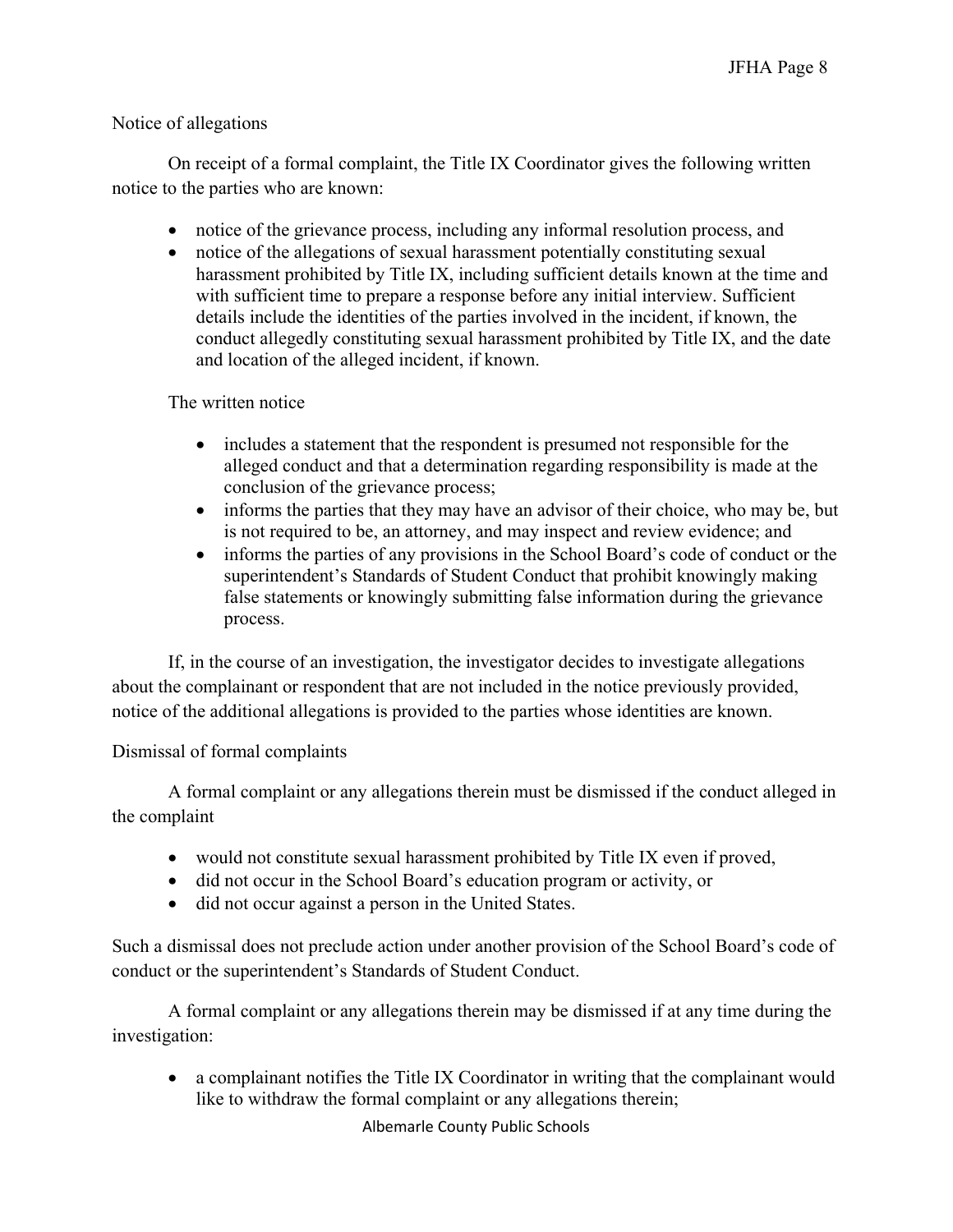Notice of allegations

On receipt of a formal complaint, the Title IX Coordinator gives the following written notice to the parties who are known:

- notice of the grievance process, including any informal resolution process, and
- notice of the allegations of sexual harassment potentially constituting sexual harassment prohibited by Title IX, including sufficient details known at the time and with sufficient time to prepare a response before any initial interview. Sufficient details include the identities of the parties involved in the incident, if known, the conduct allegedly constituting sexual harassment prohibited by Title IX, and the date and location of the alleged incident, if known.

The written notice

- includes a statement that the respondent is presumed not responsible for the alleged conduct and that a determination regarding responsibility is made at the conclusion of the grievance process;
- informs the parties that they may have an advisor of their choice, who may be, but is not required to be, an attorney, and may inspect and review evidence; and
- informs the parties of any provisions in the School Board's code of conduct or the superintendent's Standards of Student Conduct that prohibit knowingly making false statements or knowingly submitting false information during the grievance process.

If, in the course of an investigation, the investigator decides to investigate allegations about the complainant or respondent that are not included in the notice previously provided, notice of the additional allegations is provided to the parties whose identities are known.

Dismissal of formal complaints

A formal complaint or any allegations therein must be dismissed if the conduct alleged in the complaint

- would not constitute sexual harassment prohibited by Title IX even if proved,
- did not occur in the School Board's education program or activity, or
- did not occur against a person in the United States.

Such a dismissal does not preclude action under another provision of the School Board's code of conduct or the superintendent's Standards of Student Conduct.

A formal complaint or any allegations therein may be dismissed if at any time during the investigation:

- a complainant notifies the Title IX Coordinator in writing that the complainant would like to withdraw the formal complaint or any allegations therein;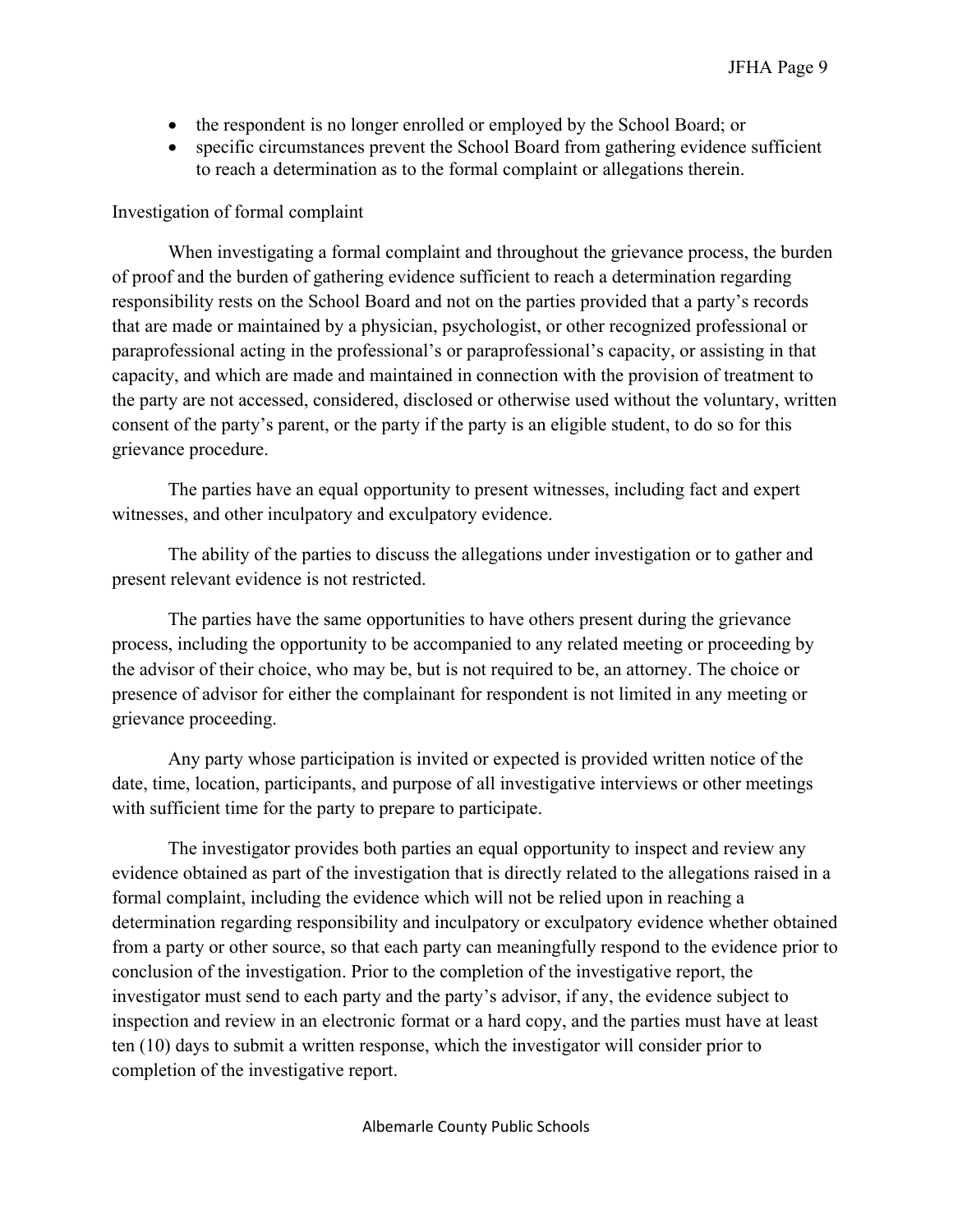- the respondent is no longer enrolled or employed by the School Board; or
- specific circumstances prevent the School Board from gathering evidence sufficient to reach a determination as to the formal complaint or allegations therein.

Investigation of formal complaint

When investigating a formal complaint and throughout the grievance process, the burden of proof and the burden of gathering evidence sufficient to reach a determination regarding responsibility rests on the School Board and not on the parties provided that a party's records that are made or maintained by a physician, psychologist, or other recognized professional or paraprofessional acting in the professional's or paraprofessional's capacity, or assisting in that capacity, and which are made and maintained in connection with the provision of treatment to the party are not accessed, considered, disclosed or otherwise used without the voluntary, written consent of the party's parent, or the party if the party is an eligible student, to do so for this grievance procedure.

The parties have an equal opportunity to present witnesses, including fact and expert witnesses, and other inculpatory and exculpatory evidence.

The ability of the parties to discuss the allegations under investigation or to gather and present relevant evidence is not restricted.

The parties have the same opportunities to have others present during the grievance process, including the opportunity to be accompanied to any related meeting or proceeding by the advisor of their choice, who may be, but is not required to be, an attorney. The choice or presence of advisor for either the complainant for respondent is not limited in any meeting or grievance proceeding.

Any party whose participation is invited or expected is provided written notice of the date, time, location, participants, and purpose of all investigative interviews or other meetings with sufficient time for the party to prepare to participate.

The investigator provides both parties an equal opportunity to inspect and review any evidence obtained as part of the investigation that is directly related to the allegations raised in a formal complaint, including the evidence which will not be relied upon in reaching a determination regarding responsibility and inculpatory or exculpatory evidence whether obtained from a party or other source, so that each party can meaningfully respond to the evidence prior to conclusion of the investigation. Prior to the completion of the investigative report, the investigator must send to each party and the party's advisor, if any, the evidence subject to inspection and review in an electronic format or a hard copy, and the parties must have at least ten (10) days to submit a written response, which the investigator will consider prior to completion of the investigative report.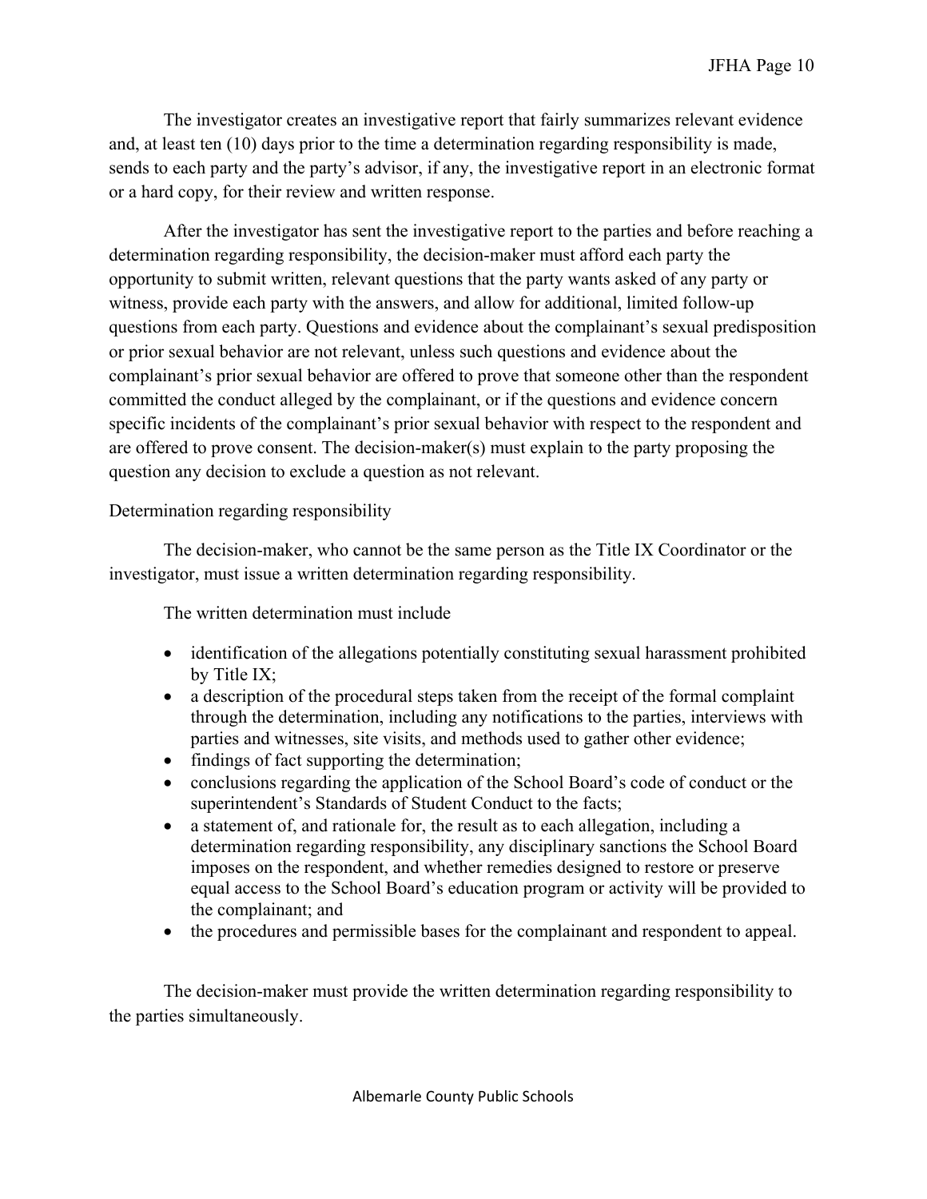The investigator creates an investigative report that fairly summarizes relevant evidence and, at least ten (10) days prior to the time a determination regarding responsibility is made, sends to each party and the party's advisor, if any, the investigative report in an electronic format or a hard copy, for their review and written response.

After the investigator has sent the investigative report to the parties and before reaching a determination regarding responsibility, the decision-maker must afford each party the opportunity to submit written, relevant questions that the party wants asked of any party or witness, provide each party with the answers, and allow for additional, limited follow-up questions from each party. Questions and evidence about the complainant's sexual predisposition or prior sexual behavior are not relevant, unless such questions and evidence about the complainant's prior sexual behavior are offered to prove that someone other than the respondent committed the conduct alleged by the complainant, or if the questions and evidence concern specific incidents of the complainant's prior sexual behavior with respect to the respondent and are offered to prove consent. The decision-maker(s) must explain to the party proposing the question any decision to exclude a question as not relevant.

Determination regarding responsibility

The decision-maker, who cannot be the same person as the Title IX Coordinator or the investigator, must issue a written determination regarding responsibility.

The written determination must include

- identification of the allegations potentially constituting sexual harassment prohibited by Title IX;
- a description of the procedural steps taken from the receipt of the formal complaint through the determination, including any notifications to the parties, interviews with parties and witnesses, site visits, and methods used to gather other evidence;
- findings of fact supporting the determination;
- conclusions regarding the application of the School Board's code of conduct or the superintendent's Standards of Student Conduct to the facts;
- a statement of, and rationale for, the result as to each allegation, including a determination regarding responsibility, any disciplinary sanctions the School Board imposes on the respondent, and whether remedies designed to restore or preserve equal access to the School Board's education program or activity will be provided to the complainant; and
- the procedures and permissible bases for the complainant and respondent to appeal.

The decision-maker must provide the written determination regarding responsibility to the parties simultaneously.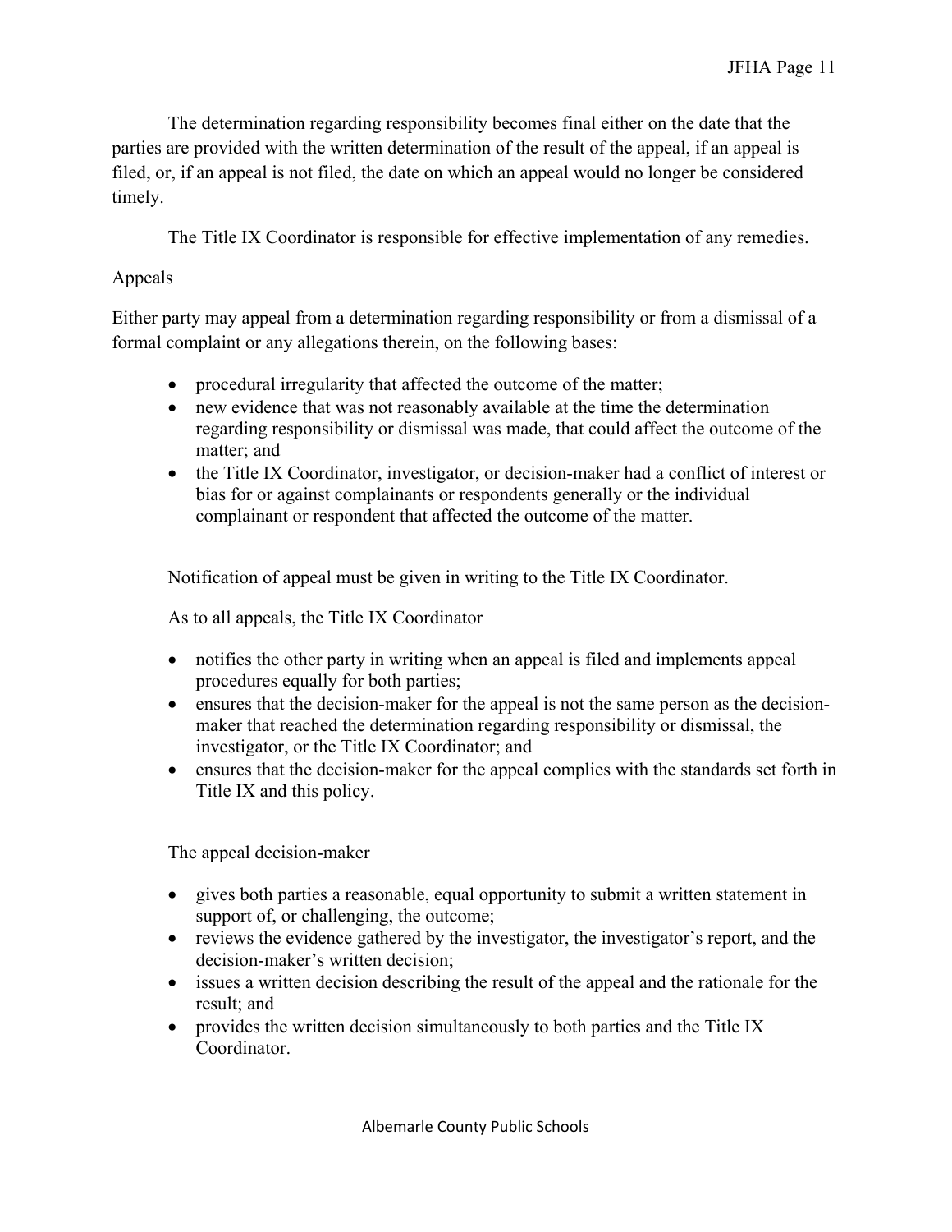The determination regarding responsibility becomes final either on the date that the parties are provided with the written determination of the result of the appeal, if an appeal is filed, or, if an appeal is not filed, the date on which an appeal would no longer be considered timely.

The Title IX Coordinator is responsible for effective implementation of any remedies.

Appeals

Either party may appeal from a determination regarding responsibility or from a dismissal of a formal complaint or any allegations therein, on the following bases:

- procedural irregularity that affected the outcome of the matter;
- new evidence that was not reasonably available at the time the determination regarding responsibility or dismissal was made, that could affect the outcome of the matter; and
- the Title IX Coordinator, investigator, or decision-maker had a conflict of interest or bias for or against complainants or respondents generally or the individual complainant or respondent that affected the outcome of the matter.

Notification of appeal must be given in writing to the Title IX Coordinator.

As to all appeals, the Title IX Coordinator

- notifies the other party in writing when an appeal is filed and implements appeal procedures equally for both parties;
- ensures that the decision-maker for the appeal is not the same person as the decision-maker that reached the determination regarding responsibility or dismissal, the investigator, or the Title IX Coordinator; and
- ensures that the decision-maker for the appeal complies with the standards set forth in Title IX and this policy.

The appeal decision-maker

- gives both parties a reasonable, equal opportunity to submit a written statement in support of, or challenging, the outcome;
- reviews the evidence gathered by the investigator, the investigator's report, and the decision-maker's written decision;
- issues a written decision describing the result of the appeal and the rationale for the result; and
- provides the written decision simultaneously to both parties and the Title IX Coordinator.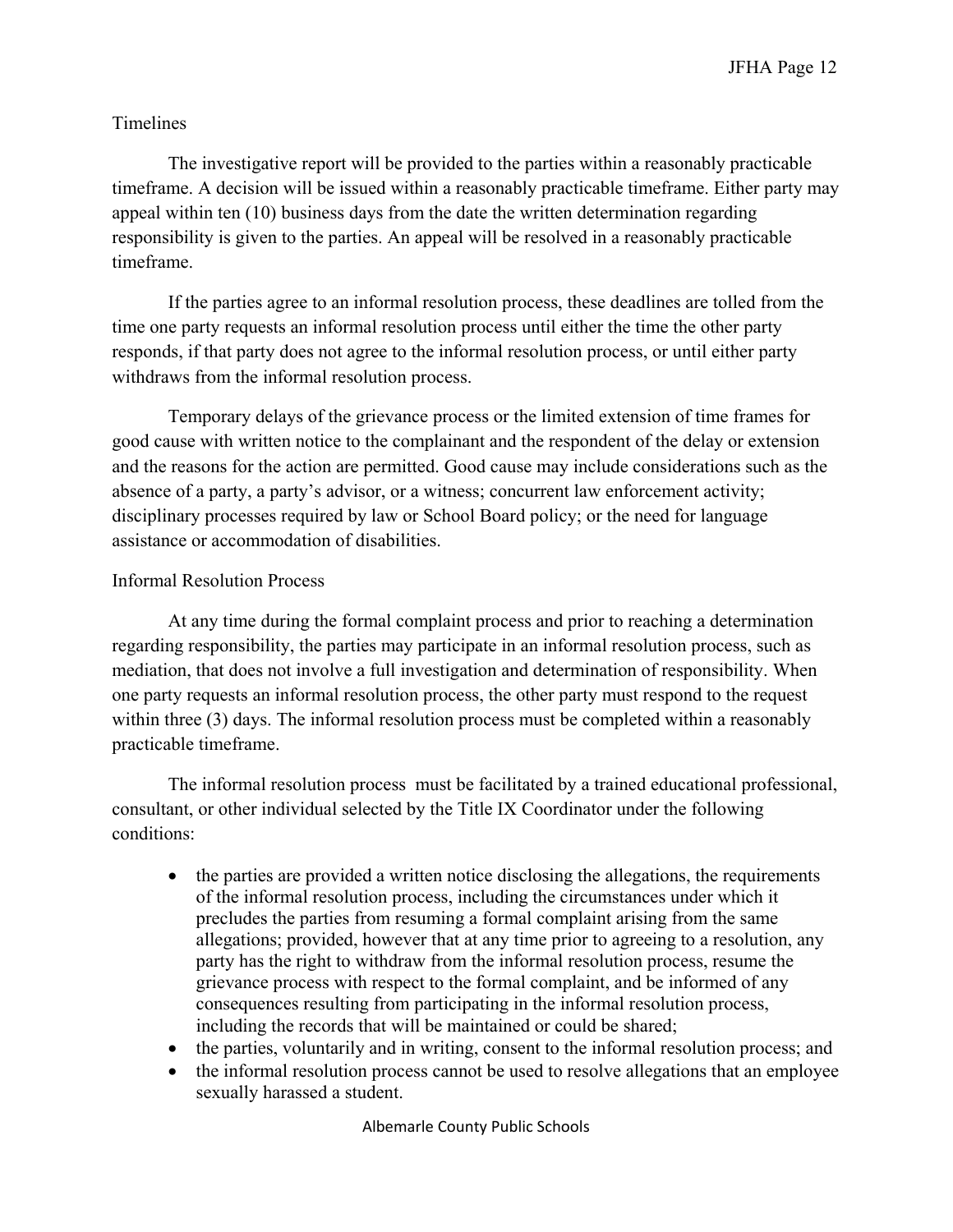### Timelines

The investigative report will be provided to the parties within a reasonably practicable timeframe. A decision will be issued within a reasonably practicable timeframe. Either party may appeal within ten (10) business days from the date the written determination regarding responsibility is given to the parties. An appeal will be resolved in a reasonably practicable timeframe.

If the parties agree to an informal resolution process, these deadlines are tolled from the time one party requests an informal resolution process until either the time the other party responds, if that party does not agree to the informal resolution process, or until either party withdraws from the informal resolution process.

Temporary delays of the grievance process or the limited extension of time frames for good cause with written notice to the complainant and the respondent of the delay or extension and the reasons for the action are permitted. Good cause may include considerations such as the absence of a party, a party's advisor, or a witness; concurrent law enforcement activity; disciplinary processes required by law or School Board policy; or the need for language assistance or accommodation of disabilities.

### Informal Resolution Process

At any time during the formal complaint process and prior to reaching a determination regarding responsibility, the parties may participate in an informal resolution process, such as mediation, that does not involve a full investigation and determination of responsibility. When one party requests an informal resolution process, the other party must respond to the request within three (3) days. The informal resolution process must be completed within a reasonably practicable timeframe.

The informal resolution process must be facilitated by a trained educational professional, consultant, or other individual selected by the Title IX Coordinator under the following conditions:

- the parties are provided a written notice disclosing the allegations, the requirements of the informal resolution process, including the circumstances under which it precludes the parties from resuming a formal complaint arising from the same allegations; provided, however that at any time prior to agreeing to a resolution, any party has the right to withdraw from the informal resolution process, resume the grievance process with respect to the formal complaint, and be informed of any consequences resulting from participating in the informal resolution process, including the records that will be maintained or could be shared;
- the parties, voluntarily and in writing, consent to the informal resolution process; and
- the informal resolution process cannot be used to resolve allegations that an employee sexually harassed a student.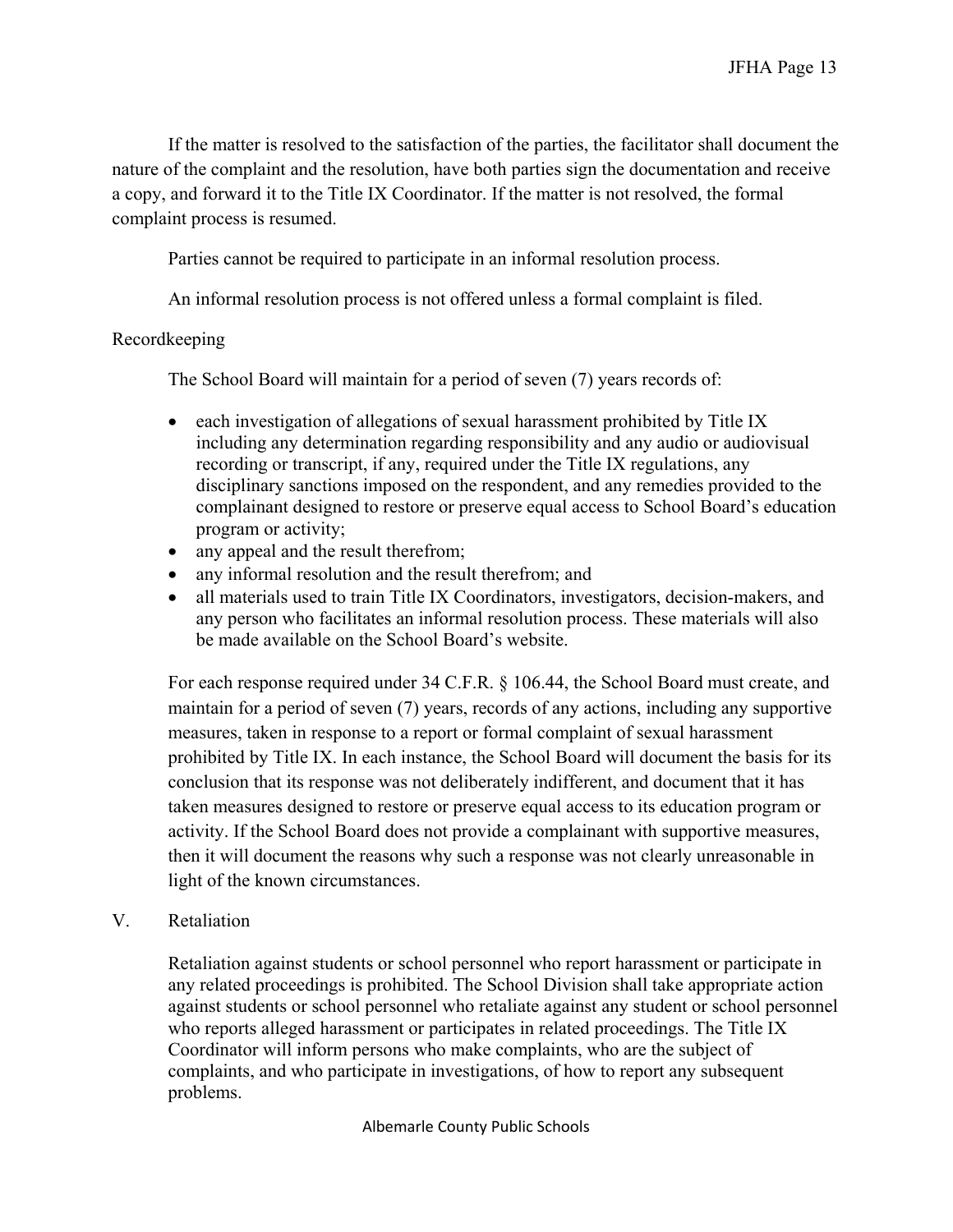If the matter is resolved to the satisfaction of the parties, the facilitator shall document the nature of the complaint and the resolution, have both parties sign the documentation and receive a copy, and forward it to the Title IX Coordinator. If the matter is not resolved, the formal complaint process is resumed.

Parties cannot be required to participate in an informal resolution process.

An informal resolution process is not offered unless a formal complaint is filed.

Recordkeeping

The School Board will maintain for a period of seven (7) years records of:

- each investigation of allegations of sexual harassment prohibited by Title IX including any determination regarding responsibility and any audio or audiovisual recording or transcript, if any, required under the Title IX regulations, any disciplinary sanctions imposed on the respondent, and any remedies provided to the complainant designed to restore or preserve equal access to School Board's education program or activity;
- any appeal and the result therefrom;
- any informal resolution and the result therefrom; and
- all materials used to train Title IX Coordinators, investigators, decision-makers, and any person who facilitates an informal resolution process. These materials will also be made available on the School Board's website.

For each response required under 34 C.F.R. § 106.44, the School Board must create, and maintain for a period of seven (7) years, records of any actions, including any supportive measures, taken in response to a report or formal complaint of sexual harassment prohibited by Title IX. In each instance, the School Board will document the basis for its conclusion that its response was not deliberately indifferent, and document that it has taken measures designed to restore or preserve equal access to its education program or activity. If the School Board does not provide a complainant with supportive measures, then it will document the reasons why such a response was not clearly unreasonable in light of the known circumstances.

V. Retaliation

Retaliation against students or school personnel who report harassment or participate in any related proceedings is prohibited. The School Division shall take appropriate action against students or school personnel who retaliate against any student or school personnel who reports alleged harassment or participates in related proceedings. The Title IX Coordinator will inform persons who make complaints, who are the subject of complaints, and who participate in investigations, of how to report any subsequent problems.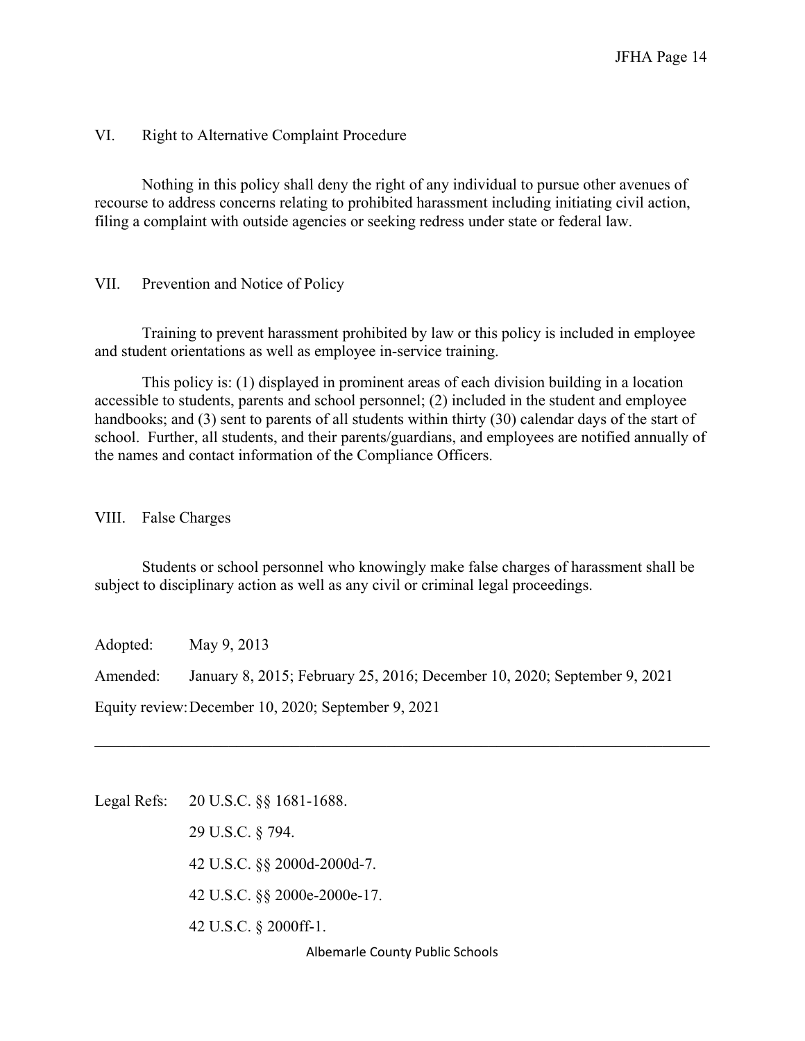## VI. Right to Alternative Complaint Procedure

Nothing in this policy shall deny the right of any individual to pursue other avenues of recourse to address concerns relating to prohibited harassment including initiating civil action, filing a complaint with outside agencies or seeking redress under state or federal law.

## VII. Prevention and Notice of Policy

Training to prevent harassment prohibited by law or this policy is included in employee and student orientations as well as employee in-service training.

This policy is: (1) displayed in prominent areas of each division building in a location accessible to students, parents and school personnel; (2) included in the student and employee handbooks; and (3) sent to parents of all students within thirty (30) calendar days of the start of school. Further, all students, and their parents/guardians, and employees are notified annually of the names and contact information of the Compliance Officers.

## VIII. False Charges

Students or school personnel who knowingly make false charges of harassment shall be subject to disciplinary action as well as any civil or criminal legal proceedings.

Adopted: May 9, 2013

Amended: January 8, 2015; February 25, 2016; December 10, 2020; September 9, 2021

Equity review: December 10, 2020; September 9, 2021

---

Legal Refs: 20 U.S.C. §§ 1681-1688.

29 U.S.C. § 794.

42 U.S.C. §§ 2000d-2000d-7.

42 U.S.C. §§ 2000e-2000e-17.

42 U.S.C. § 2000ff-1.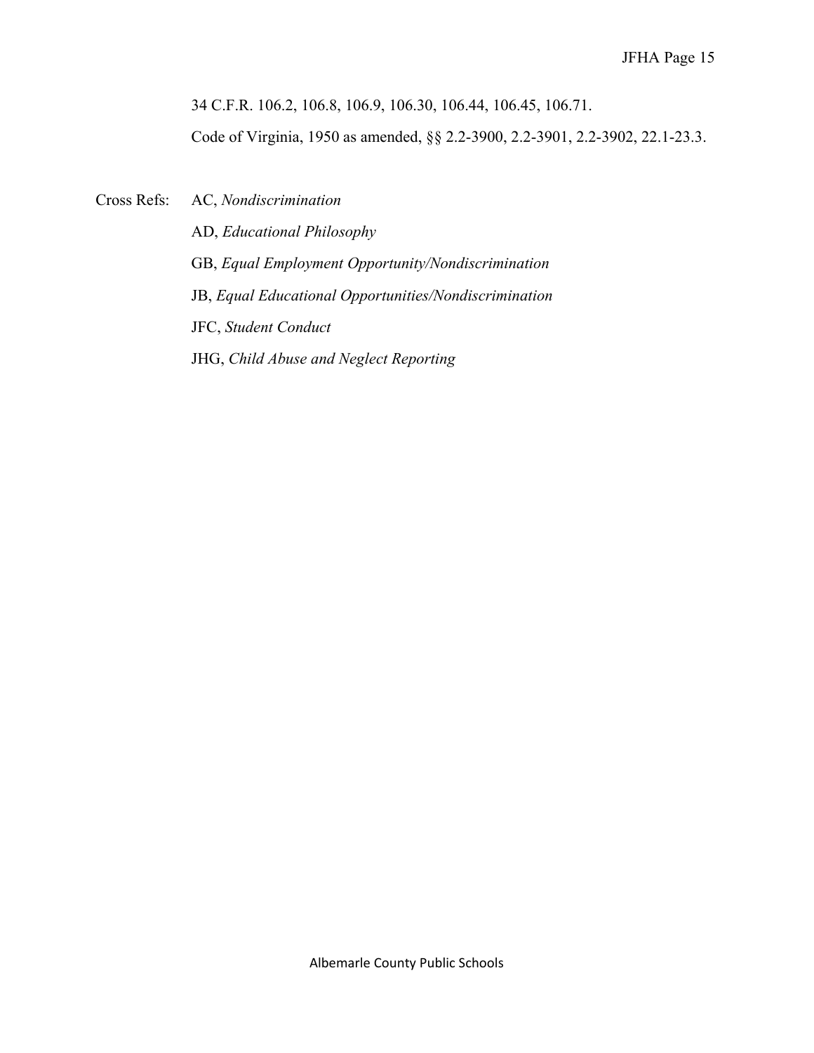34 C.F.R. 106.2, 106.8, 106.9, 106.30, 106.44, 106.45, 106.71.

Code of Virginia, 1950 as amended, §§ 2.2-3900, 2.2-3901, 2.2-3902, 22.1-23.3.

Cross Refs: AC, *Nondiscrimination*

AD, *Educational Philosophy*

GB, *Equal Employment Opportunity/Nondiscrimination*

JB, *Equal Educational Opportunities/Nondiscrimination*

JFC, *Student Conduct*

JHG, *Child Abuse and Neglect Reporting*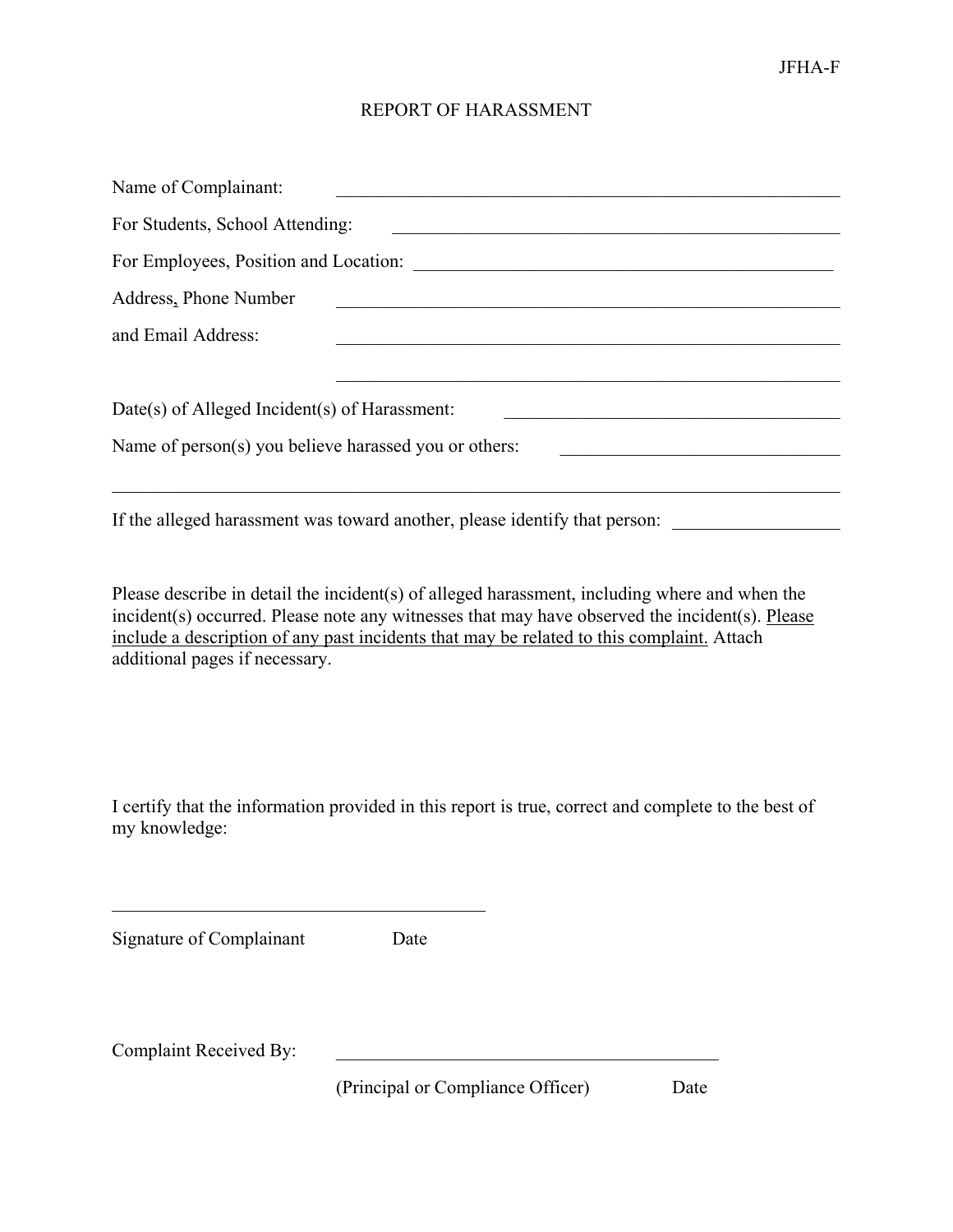JFHA-F

# REPORT OF HARASSMENT

Name of Complainant: ____________________________________________________________

For Students, School Attending: ____________________________________________________

For Employees, Position and Location: ______________________________________________

Address, Phone Number ___________________________________________________________

and Email Address: ______________________________________________________________

____________________________________________________________

Date(s) of Alleged Incident(s) of Harassment: ______________________________________

Name of person(s) you believe harassed you or others: _______________________________

____________________________________________________________________________________

If the alleged harassment was toward another, please identify that person: __________________

Please describe in detail the incident(s) of alleged harassment, including where and when the incident(s) occurred. Please note any witnesses that may have observed the incident(s). <u>Please include a description of any past incidents that may be related to this complaint.</u> Attach additional pages if necessary.

I certify that the information provided in this report is true, correct and complete to the best of my knowledge:

__________________________________________

Signature of Complainant Date

Complaint Received By: __________________________________________

(Principal or Compliance Officer) Date